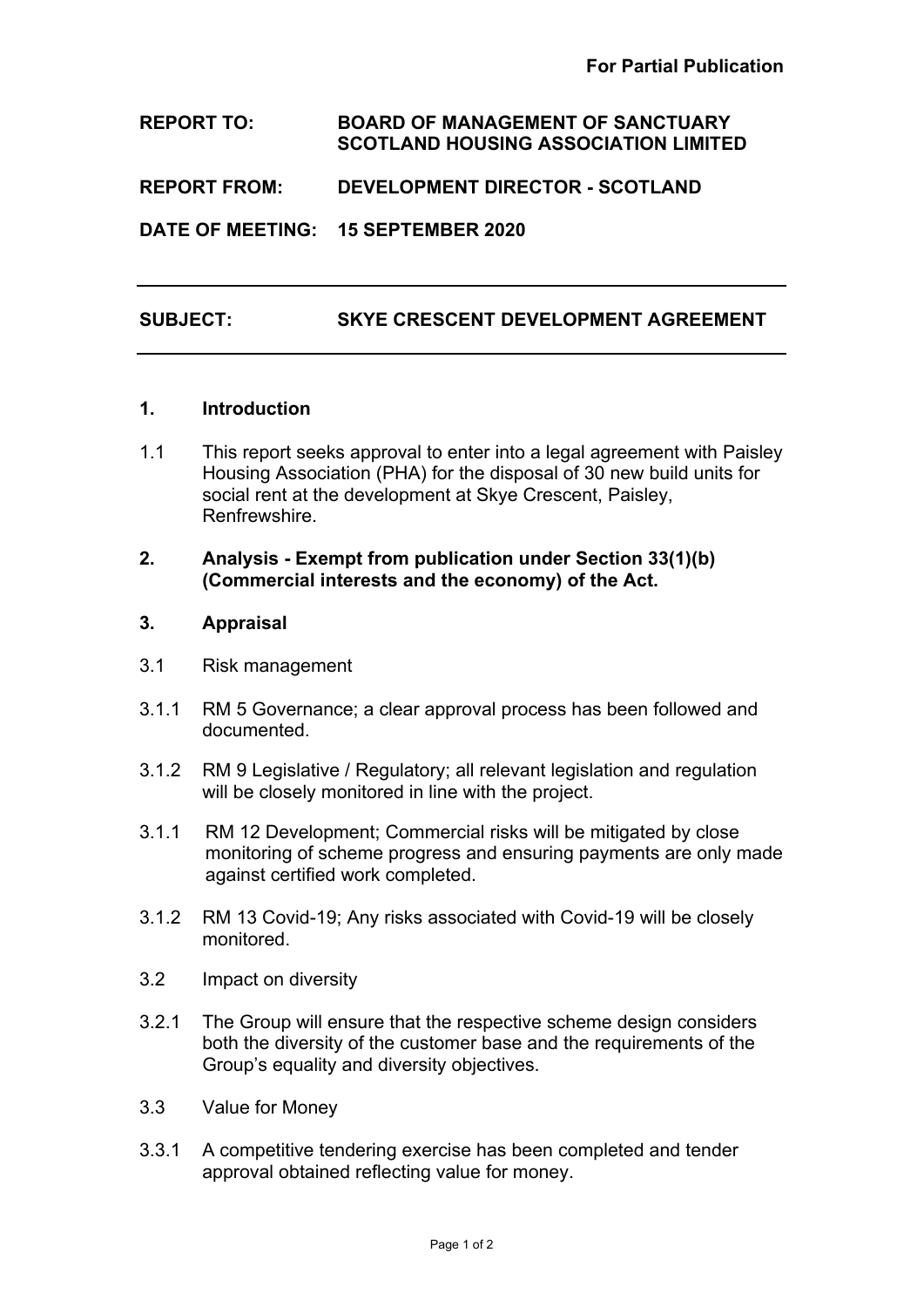**For Partial Publication**

**REPORT TO:** **BOARD OF MANAGEMENT OF SANCTUARY SCOTLAND HOUSING ASSOCIATION LIMITED**

**REPORT FROM:** **DEVELOPMENT DIRECTOR - SCOTLAND**

**DATE OF MEETING:** **15 SEPTEMBER 2020**

---

**SUBJECT:** **SKYE CRESCENT DEVELOPMENT AGREEMENT**

---

## 1. Introduction

1.1 This report seeks approval to enter into a legal agreement with Paisley Housing Association (PHA) for the disposal of 30 new build units for social rent at the development at Skye Crescent, Paisley, Renfrewshire.

## 2. Analysis - Exempt from publication under Section 33(1)(b) (Commercial interests and the economy) of the Act.

## 3. Appraisal

3.1 Risk management

3.1.1 RM 5 Governance; a clear approval process has been followed and documented.

3.1.2 RM 9 Legislative / Regulatory; all relevant legislation and regulation will be closely monitored in line with the project.

3.1.1 RM 12 Development; Commercial risks will be mitigated by close monitoring of scheme progress and ensuring payments are only made against certified work completed.

3.1.2 RM 13 Covid-19; Any risks associated with Covid-19 will be closely monitored.

3.2 Impact on diversity

3.2.1 The Group will ensure that the respective scheme design considers both the diversity of the customer base and the requirements of the Group's equality and diversity objectives.

3.3 Value for Money

3.3.1 A competitive tendering exercise has been completed and tender approval obtained reflecting value for money.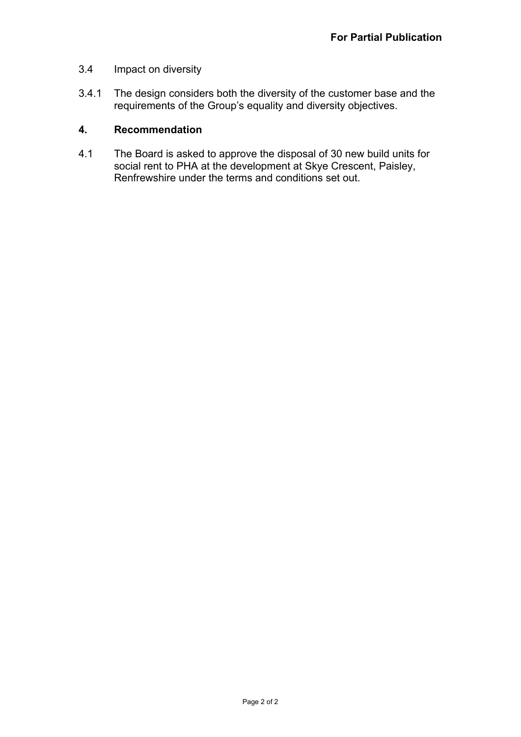**For Partial Publication**

3.4 Impact on diversity

3.4.1 The design considers both the diversity of the customer base and the requirements of the Group's equality and diversity objectives.

## 4. Recommendation

4.1 The Board is asked to approve the disposal of 30 new build units for social rent to PHA at the development at Skye Crescent, Paisley, Renfrewshire under the terms and conditions set out.